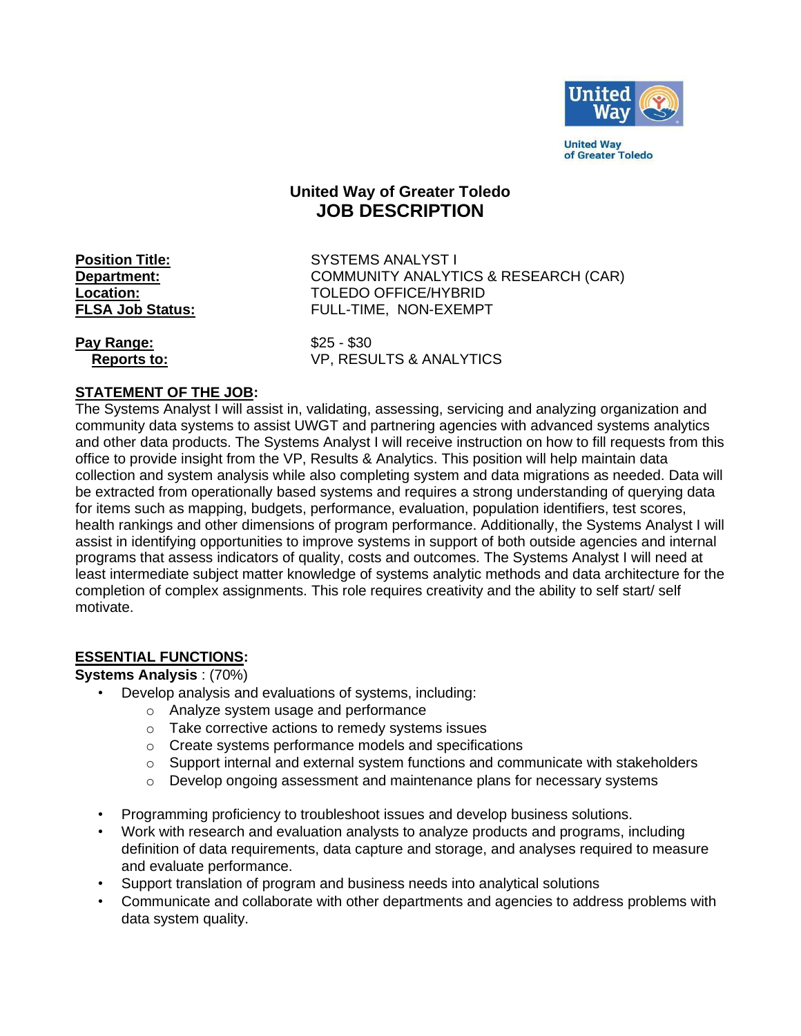United Way of Greater Toledo

# United Way of Greater Toledo
## JOB DESCRIPTION

**Position Title:** SYSTEMS ANALYST I
**Department:** COMMUNITY ANALYTICS & RESEARCH (CAR)
**Location:** TOLEDO OFFICE/HYBRID
**FLSA Job Status:** FULL-TIME, NON-EXEMPT

**Pay Range:** $25 - $30
**Reports to:** VP, RESULTS & ANALYTICS

**STATEMENT OF THE JOB:**
The Systems Analyst I will assist in, validating, assessing, servicing and analyzing organization and community data systems to assist UWGT and partnering agencies with advanced systems analytics and other data products. The Systems Analyst I will receive instruction on how to fill requests from this office to provide insight from the VP, Results & Analytics. This position will help maintain data collection and system analysis while also completing system and data migrations as needed. Data will be extracted from operationally based systems and requires a strong understanding of querying data for items such as mapping, budgets, performance, evaluation, population identifiers, test scores, health rankings and other dimensions of program performance. Additionally, the Systems Analyst I will assist in identifying opportunities to improve systems in support of both outside agencies and internal programs that assess indicators of quality, costs and outcomes. The Systems Analyst I will need at least intermediate subject matter knowledge of systems analytic methods and data architecture for the completion of complex assignments. This role requires creativity and the ability to self start/ self motivate.

**ESSENTIAL FUNCTIONS:**
**Systems Analysis** : (70%)

- Develop analysis and evaluations of systems, including:
  - Analyze system usage and performance
  - Take corrective actions to remedy systems issues
  - Create systems performance models and specifications
  - Support internal and external system functions and communicate with stakeholders
  - Develop ongoing assessment and maintenance plans for necessary systems
- Programming proficiency to troubleshoot issues and develop business solutions.
- Work with research and evaluation analysts to analyze products and programs, including definition of data requirements, data capture and storage, and analyses required to measure and evaluate performance.
- Support translation of program and business needs into analytical solutions
- Communicate and collaborate with other departments and agencies to address problems with data system quality.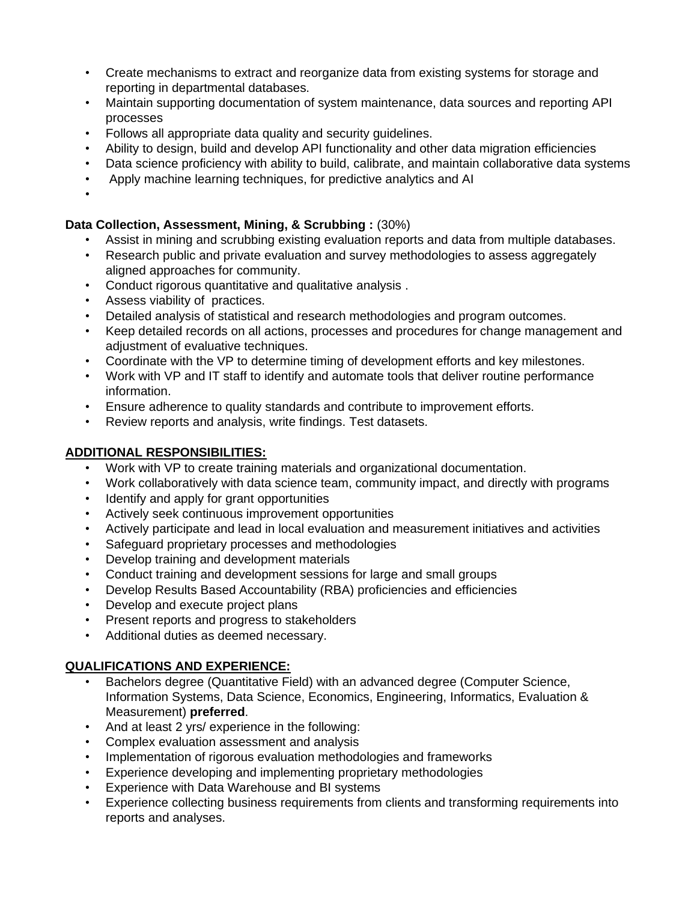- Create mechanisms to extract and reorganize data from existing systems for storage and reporting in departmental databases.
- Maintain supporting documentation of system maintenance, data sources and reporting API processes
- Follows all appropriate data quality and security guidelines.
- Ability to design, build and develop API functionality and other data migration efficiencies
- Data science proficiency with ability to build, calibrate, and maintain collaborative data systems
- Apply machine learning techniques, for predictive analytics and AI
-

**Data Collection, Assessment, Mining, & Scrubbing :** (30%)

- Assist in mining and scrubbing existing evaluation reports and data from multiple databases.
- Research public and private evaluation and survey methodologies to assess aggregately aligned approaches for community.
- Conduct rigorous quantitative and qualitative analysis .
- Assess viability of practices.
- Detailed analysis of statistical and research methodologies and program outcomes.
- Keep detailed records on all actions, processes and procedures for change management and adjustment of evaluative techniques.
- Coordinate with the VP to determine timing of development efforts and key milestones.
- Work with VP and IT staff to identify and automate tools that deliver routine performance information.
- Ensure adherence to quality standards and contribute to improvement efforts.
- Review reports and analysis, write findings. Test datasets.

**ADDITIONAL RESPONSIBILITIES:**

- Work with VP to create training materials and organizational documentation.
- Work collaboratively with data science team, community impact, and directly with programs
- Identify and apply for grant opportunities
- Actively seek continuous improvement opportunities
- Actively participate and lead in local evaluation and measurement initiatives and activities
- Safeguard proprietary processes and methodologies
- Develop training and development materials
- Conduct training and development sessions for large and small groups
- Develop Results Based Accountability (RBA) proficiencies and efficiencies
- Develop and execute project plans
- Present reports and progress to stakeholders
- Additional duties as deemed necessary.

**QUALIFICATIONS AND EXPERIENCE:**

- Bachelors degree (Quantitative Field) with an advanced degree (Computer Science, Information Systems, Data Science, Economics, Engineering, Informatics, Evaluation & Measurement) **preferred**.
- And at least 2 yrs/ experience in the following:
- Complex evaluation assessment and analysis
- Implementation of rigorous evaluation methodologies and frameworks
- Experience developing and implementing proprietary methodologies
- Experience with Data Warehouse and BI systems
- Experience collecting business requirements from clients and transforming requirements into reports and analyses.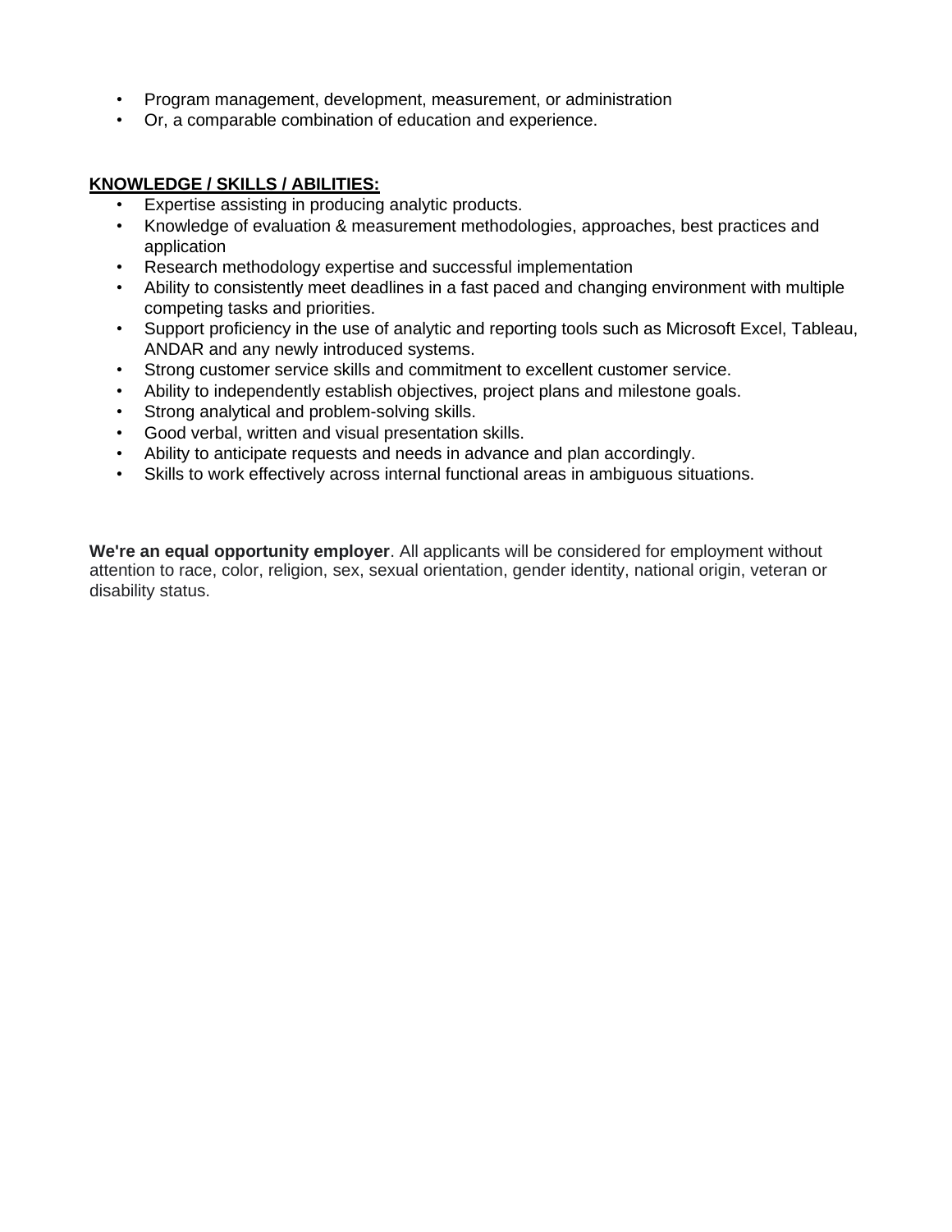- Program management, development, measurement, or administration
- Or, a comparable combination of education and experience.

**KNOWLEDGE / SKILLS / ABILITIES:**

- Expertise assisting in producing analytic products.
- Knowledge of evaluation & measurement methodologies, approaches, best practices and application
- Research methodology expertise and successful implementation
- Ability to consistently meet deadlines in a fast paced and changing environment with multiple competing tasks and priorities.
- Support proficiency in the use of analytic and reporting tools such as Microsoft Excel, Tableau, ANDAR and any newly introduced systems.
- Strong customer service skills and commitment to excellent customer service.
- Ability to independently establish objectives, project plans and milestone goals.
- Strong analytical and problem-solving skills.
- Good verbal, written and visual presentation skills.
- Ability to anticipate requests and needs in advance and plan accordingly.
- Skills to work effectively across internal functional areas in ambiguous situations.

**We're an equal opportunity employer**. All applicants will be considered for employment without attention to race, color, religion, sex, sexual orientation, gender identity, national origin, veteran or disability status.